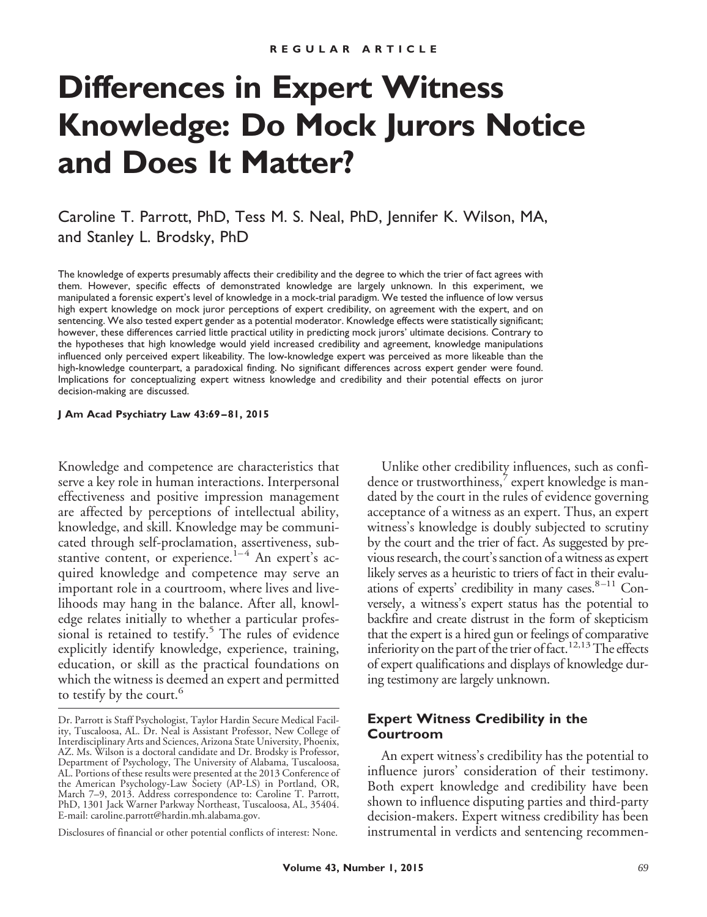REGULAR ARTICLE

# Differences in Expert Witness Knowledge: Do Mock Jurors Notice and Does It Matter?

Caroline T. Parrott, PhD, Tess M. S. Neal, PhD, Jennifer K. Wilson, MA, and Stanley L. Brodsky, PhD

The knowledge of experts presumably affects their credibility and the degree to which the trier of fact agrees with them. However, specific effects of demonstrated knowledge are largely unknown. In this experiment, we manipulated a forensic expert's level of knowledge in a mock-trial paradigm. We tested the influence of low versus high expert knowledge on mock juror perceptions of expert credibility, on agreement with the expert, and on sentencing. We also tested expert gender as a potential moderator. Knowledge effects were statistically significant; however, these differences carried little practical utility in predicting mock jurors' ultimate decisions. Contrary to the hypotheses that high knowledge would yield increased credibility and agreement, knowledge manipulations influenced only perceived expert likeability. The low-knowledge expert was perceived as more likeable than the high-knowledge counterpart, a paradoxical finding. No significant differences across expert gender were found. Implications for conceptualizing expert witness knowledge and credibility and their potential effects on juror decision-making are discussed.

**J Am Acad Psychiatry Law 43:69–81, 2015**

Knowledge and competence are characteristics that serve a key role in human interactions. Interpersonal effectiveness and positive impression management are affected by perceptions of intellectual ability, knowledge, and skill. Knowledge may be communicated through self-proclamation, assertiveness, substantive content, or experience.[1–4] An expert's acquired knowledge and competence may serve an important role in a courtroom, where lives and livelihoods may hang in the balance. After all, knowledge relates initially to whether a particular professional is retained to testify.[5] The rules of evidence explicitly identify knowledge, experience, training, education, or skill as the practical foundations on which the witness is deemed an expert and permitted to testify by the court.[6]

Unlike other credibility influences, such as confidence or trustworthiness,[7] expert knowledge is mandated by the court in the rules of evidence governing acceptance of a witness as an expert. Thus, an expert witness's knowledge is doubly subjected to scrutiny by the court and the trier of fact. As suggested by previous research, the court's sanction of a witness as expert likely serves as a heuristic to triers of fact in their evaluations of experts' credibility in many cases.[8–11] Conversely, a witness's expert status has the potential to backfire and create distrust in the form of skepticism that the expert is a hired gun or feelings of comparative inferiority on the part of the trier of fact.[12,13] The effects of expert qualifications and displays of knowledge during testimony are largely unknown.

## Expert Witness Credibility in the Courtroom

An expert witness's credibility has the potential to influence jurors' consideration of their testimony. Both expert knowledge and credibility have been shown to influence disputing parties and third-party decision-makers. Expert witness credibility has been instrumental in verdicts and sentencing recommen-

---

Dr. Parrott is Staff Psychologist, Taylor Hardin Secure Medical Facility, Tuscaloosa, AL. Dr. Neal is Assistant Professor, New College of Interdisciplinary Arts and Sciences, Arizona State University, Phoenix, AZ. Ms. Wilson is a doctoral candidate and Dr. Brodsky is Professor, Department of Psychology, The University of Alabama, Tuscaloosa, AL. Portions of these results were presented at the 2013 Conference of the American Psychology-Law Society (AP-LS) in Portland, OR, March 7–9, 2013. Address correspondence to: Caroline T. Parrott, PhD, 1301 Jack Warner Parkway Northeast, Tuscaloosa, AL, 35404. E-mail: caroline.parrott@hardin.mh.alabama.gov.

Disclosures of financial or other potential conflicts of interest: None.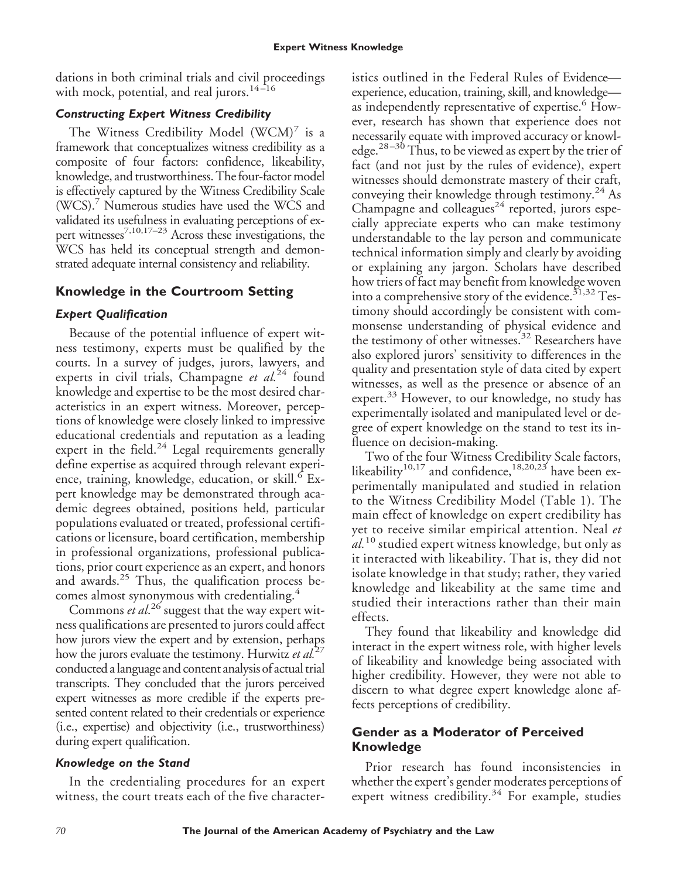dations in both criminal trials and civil proceedings with mock, potential, and real jurors.[14–16]

### *Constructing Expert Witness Credibility*

The Witness Credibility Model (WCM)[7] is a framework that conceptualizes witness credibility as a composite of four factors: confidence, likeability, knowledge, and trustworthiness. The four-factor model is effectively captured by the Witness Credibility Scale (WCS).[7] Numerous studies have used the WCS and validated its usefulness in evaluating perceptions of expert witnesses[7,10,17–23] Across these investigations, the WCS has held its conceptual strength and demonstrated adequate internal consistency and reliability.

## Knowledge in the Courtroom Setting

### *Expert Qualification*

Because of the potential influence of expert witness testimony, experts must be qualified by the courts. In a survey of judges, jurors, lawyers, and experts in civil trials, Champagne *et al.*[24] found knowledge and expertise to be the most desired characteristics in an expert witness. Moreover, perceptions of knowledge were closely linked to impressive educational credentials and reputation as a leading expert in the field.[24] Legal requirements generally define expertise as acquired through relevant experience, training, knowledge, education, or skill.[6] Expert knowledge may be demonstrated through academic degrees obtained, positions held, particular populations evaluated or treated, professional certifications or licensure, board certification, membership in professional organizations, professional publications, prior court experience as an expert, and honors and awards.[25] Thus, the qualification process becomes almost synonymous with credentialing.[4]

Commons *et al.*[26] suggest that the way expert witness qualifications are presented to jurors could affect how jurors view the expert and by extension, perhaps how the jurors evaluate the testimony. Hurwitz *et al.*[27] conducted a language and content analysis of actual trial transcripts. They concluded that the jurors perceived expert witnesses as more credible if the experts presented content related to their credentials or experience (i.e., expertise) and objectivity (i.e., trustworthiness) during expert qualification.

### *Knowledge on the Stand*

In the credentialing procedures for an expert witness, the court treats each of the five characteristics outlined in the Federal Rules of Evidence—experience, education, training, skill, and knowledge—as independently representative of expertise.[6] However, research has shown that experience does not necessarily equate with improved accuracy or knowledge.[28–30] Thus, to be viewed as expert by the trier of fact (and not just by the rules of evidence), expert witnesses should demonstrate mastery of their craft, conveying their knowledge through testimony.[24] As Champagne and colleagues[24] reported, jurors especially appreciate experts who can make testimony understandable to the lay person and communicate technical information simply and clearly by avoiding or explaining any jargon. Scholars have described how triers of fact may benefit from knowledge woven into a comprehensive story of the evidence.[31,32] Testimony should accordingly be consistent with commonsense understanding of physical evidence and the testimony of other witnesses.[32] Researchers have also explored jurors' sensitivity to differences in the quality and presentation style of data cited by expert witnesses, as well as the presence or absence of an expert.[33] However, to our knowledge, no study has experimentally isolated and manipulated level or degree of expert knowledge on the stand to test its influence on decision-making.

Two of the four Witness Credibility Scale factors, likeability[10,17] and confidence,[18,20,23] have been experimentally manipulated and studied in relation to the Witness Credibility Model (Table 1). The main effect of knowledge on expert credibility has yet to receive similar empirical attention. Neal *et al.*[10] studied expert witness knowledge, but only as it interacted with likeability. That is, they did not isolate knowledge in that study; rather, they varied knowledge and likeability at the same time and studied their interactions rather than their main effects.

They found that likeability and knowledge did interact in the expert witness role, with higher levels of likeability and knowledge being associated with higher credibility. However, they were not able to discern to what degree expert knowledge alone affects perceptions of credibility.

## Gender as a Moderator of Perceived Knowledge

Prior research has found inconsistencies in whether the expert's gender moderates perceptions of expert witness credibility.[34] For example, studies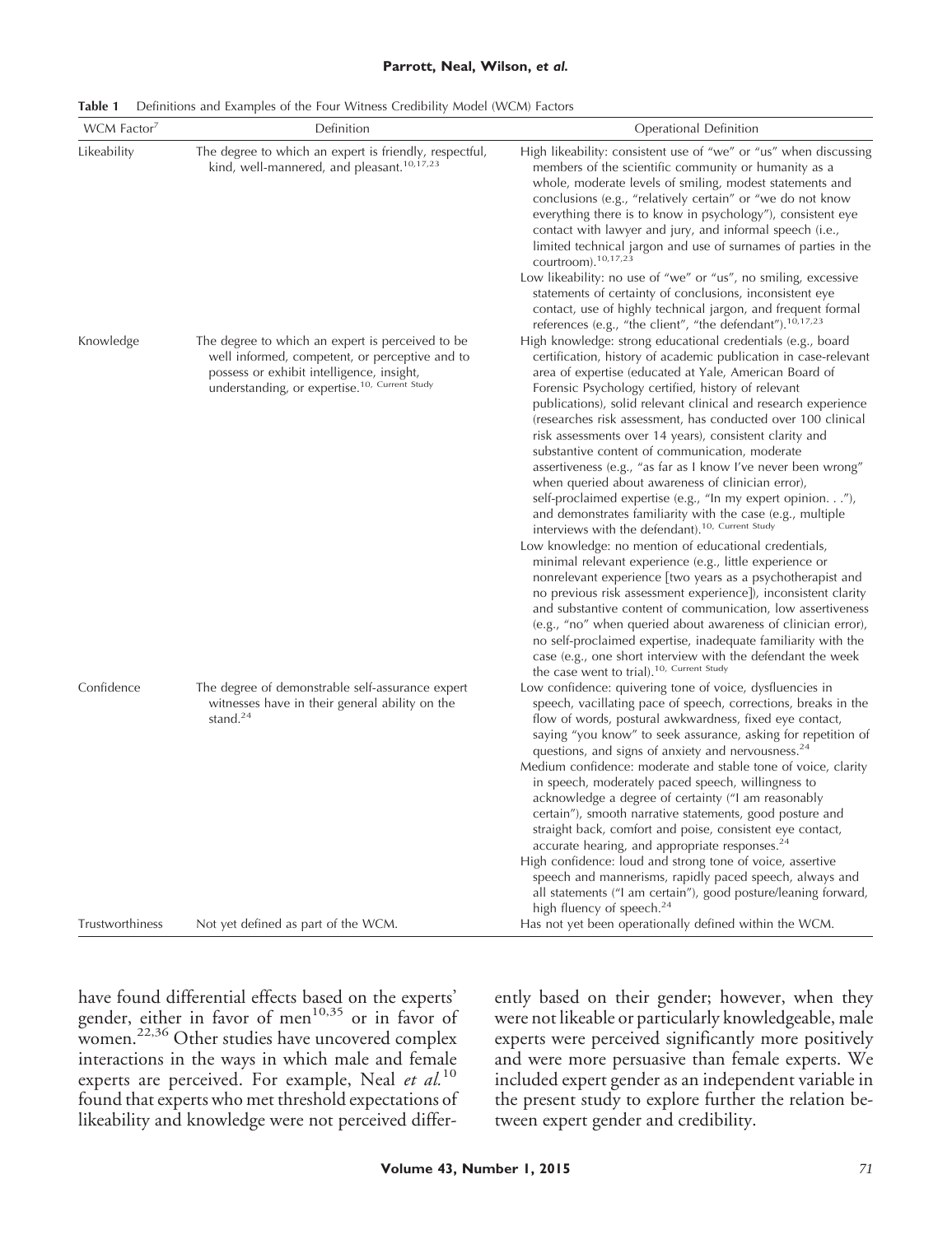**Table 1** Definitions and Examples of the Four Witness Credibility Model (WCM) Factors

| WCM Factor[7] | Definition | Operational Definition |
|---|---|---|
| Likeability | The degree to which an expert is friendly, respectful, kind, well-mannered, and pleasant.[10,17,23] | High likeability: consistent use of "we" or "us" when discussing members of the scientific community or humanity as a whole, moderate levels of smiling, modest statements and conclusions (e.g., "relatively certain" or "we do not know everything there is to know in psychology"), consistent eye contact with lawyer and jury, and informal speech (i.e., limited technical jargon and use of surnames of parties in the courtroom).[10,17,23] <br> Low likeability: no use of "we" or "us", no smiling, excessive statements of certainty of conclusions, inconsistent eye contact, use of highly technical jargon, and frequent formal references (e.g., "the client", "the defendant").[10,17,23] |
| Knowledge | The degree to which an expert is perceived to be well informed, competent, or perceptive and to possess or exhibit intelligence, insight, understanding, or expertise.[10, Current Study] | High knowledge: strong educational credentials (e.g., board certification, history of academic publication in case-relevant area of expertise (educated at Yale, American Board of Forensic Psychology certified, history of relevant publications), solid relevant clinical and research experience (researches risk assessment, has conducted over 100 clinical risk assessments over 14 years), consistent clarity and substantive content of communication, moderate assertiveness (e.g., "as far as I know I've never been wrong" when queried about awareness of clinician error), self-proclaimed expertise (e.g., "In my expert opinion. . ."), and demonstrates familiarity with the case (e.g., multiple interviews with the defendant).[10, Current Study] <br> Low knowledge: no mention of educational credentials, minimal relevant experience (e.g., little experience or nonrelevant experience [two years as a psychotherapist and no previous risk assessment experience]), inconsistent clarity and substantive content of communication, low assertiveness (e.g., "no" when queried about awareness of clinician error), no self-proclaimed expertise, inadequate familiarity with the case (e.g., one short interview with the defendant the week the case went to trial).[10, Current Study] |
| Confidence | The degree of demonstrable self-assurance expert witnesses have in their general ability on the stand.[24] | Low confidence: quivering tone of voice, dysfluencies in speech, vacillating pace of speech, corrections, breaks in the flow of words, postural awkwardness, fixed eye contact, saying "you know" to seek assurance, asking for repetition of questions, and signs of anxiety and nervousness.[24] <br> Medium confidence: moderate and stable tone of voice, clarity in speech, moderately paced speech, willingness to acknowledge a degree of certainty ("I am reasonably certain"), smooth narrative statements, good posture and straight back, comfort and poise, consistent eye contact, accurate hearing, and appropriate responses.[24] <br> High confidence: loud and strong tone of voice, assertive speech and mannerisms, rapidly paced speech, always and all statements ("I am certain"), good posture/leaning forward, high fluency of speech.[24] |
| Trustworthiness | Not yet defined as part of the WCM. | Has not yet been operationally defined within the WCM. |

have found differential effects based on the experts' gender, either in favor of men[10,35] or in favor of women.[22,36] Other studies have uncovered complex interactions in the ways in which male and female experts are perceived. For example, Neal *et al.*[10] found that experts who met threshold expectations of likeability and knowledge were not perceived differently based on their gender; however, when they were not likeable or particularly knowledgeable, male experts were perceived significantly more positively and were more persuasive than female experts. We included expert gender as an independent variable in the present study to explore further the relation between expert gender and credibility.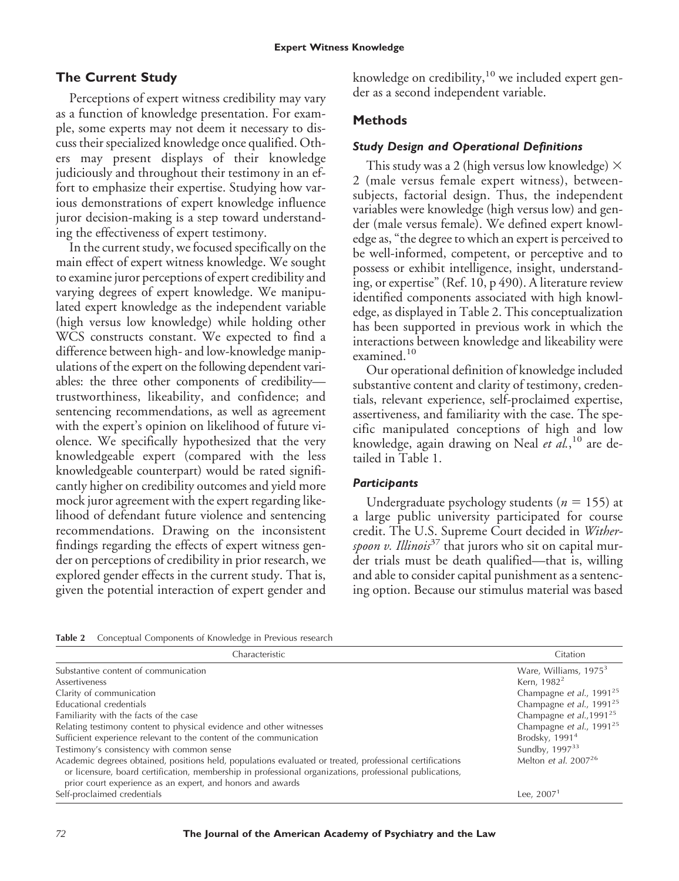## The Current Study

Perceptions of expert witness credibility may vary as a function of knowledge presentation. For example, some experts may not deem it necessary to discuss their specialized knowledge once qualified. Others may present displays of their knowledge judiciously and throughout their testimony in an effort to emphasize their expertise. Studying how various demonstrations of expert knowledge influence juror decision-making is a step toward understanding the effectiveness of expert testimony.

In the current study, we focused specifically on the main effect of expert witness knowledge. We sought to examine juror perceptions of expert credibility and varying degrees of expert knowledge. We manipulated expert knowledge as the independent variable (high versus low knowledge) while holding other WCS constructs constant. We expected to find a difference between high- and low-knowledge manipulations of the expert on the following dependent variables: the three other components of credibility—trustworthiness, likeability, and confidence; and sentencing recommendations, as well as agreement with the expert's opinion on likelihood of future violence. We specifically hypothesized that the very knowledgeable expert (compared with the less knowledgeable counterpart) would be rated significantly higher on credibility outcomes and yield more mock juror agreement with the expert regarding likelihood of defendant future violence and sentencing recommendations. Drawing on the inconsistent findings regarding the effects of expert witness gender on perceptions of credibility in prior research, we explored gender effects in the current study. That is, given the potential interaction of expert gender and knowledge on credibility,[10] we included expert gender as a second independent variable.

## Methods

### Study Design and Operational Definitions

This study was a 2 (high versus low knowledge) × 2 (male versus female expert witness), between-subjects, factorial design. Thus, the independent variables were knowledge (high versus low) and gender (male versus female). We defined expert knowledge as, "the degree to which an expert is perceived to be well-informed, competent, or perceptive and to possess or exhibit intelligence, insight, understanding, or expertise" (Ref. 10, p 490). A literature review identified components associated with high knowledge, as displayed in Table 2. This conceptualization has been supported in previous work in which the interactions between knowledge and likeability were examined.[10]

Our operational definition of knowledge included substantive content and clarity of testimony, credentials, relevant experience, self-proclaimed expertise, assertiveness, and familiarity with the case. The specific manipulated conceptions of high and low knowledge, again drawing on Neal *et al.*,[10] are detailed in Table 1.

### Participants

Undergraduate psychology students ($n = 155$) at a large public university participated for course credit. The U.S. Supreme Court decided in *Witherspoon v. Illinois*[37] that jurors who sit on capital murder trials must be death qualified—that is, willing and able to consider capital punishment as a sentencing option. Because our stimulus material was based

**Table 2** Conceptual Components of Knowledge in Previous research

| Characteristic | Citation |
|---|---|
| Substantive content of communication | Ware, Williams, 1975[3] |
| Assertiveness | Kern, 1982[2] |
| Clarity of communication | Champagne *et al.*, 1991[25] |
| Educational credentials | Champagne *et al.*, 1991[25] |
| Familiarity with the facts of the case | Champagne *et al.*,1991[25] |
| Relating testimony content to physical evidence and other witnesses | Champagne *et al.*, 1991[25] |
| Sufficient experience relevant to the content of the communication | Brodsky, 1991[4] |
| Testimony's consistency with common sense | Sundby, 1997[33] |
| Academic degrees obtained, positions held, populations evaluated or treated, professional certifications or licensure, board certification, membership in professional organizations, professional publications, prior court experience as an expert, and honors and awards | Melton *et al.* 2007[26] |
| Self-proclaimed credentials | Lee, 2007[1] |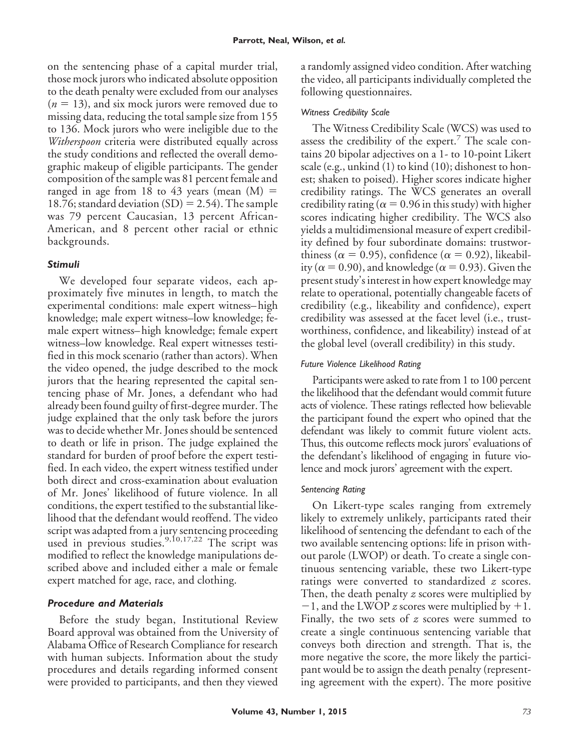on the sentencing phase of a capital murder trial, those mock jurors who indicated absolute opposition to the death penalty were excluded from our analyses ($n = 13$), and six mock jurors were removed due to missing data, reducing the total sample size from 155 to 136. Mock jurors who were ineligible due to the *Witherspoon* criteria were distributed equally across the study conditions and reflected the overall demographic makeup of eligible participants. The gender composition of the sample was 81 percent female and ranged in age from 18 to 43 years (mean (M) = 18.76; standard deviation (SD) = 2.54). The sample was 79 percent Caucasian, 13 percent African-American, and 8 percent other racial or ethnic backgrounds.

### Stimuli

We developed four separate videos, each approximately five minutes in length, to match the experimental conditions: male expert witness–high knowledge; male expert witness–low knowledge; female expert witness–high knowledge; female expert witness–low knowledge. Real expert witnesses testified in this mock scenario (rather than actors). When the video opened, the judge described to the mock jurors that the hearing represented the capital sentencing phase of Mr. Jones, a defendant who had already been found guilty of first-degree murder. The judge explained that the only task before the jurors was to decide whether Mr. Jones should be sentenced to death or life in prison. The judge explained the standard for burden of proof before the expert testified. In each video, the expert witness testified under both direct and cross-examination about evaluation of Mr. Jones' likelihood of future violence. In all conditions, the expert testified to the substantial likelihood that the defendant would reoffend. The video script was adapted from a jury sentencing proceeding used in previous studies.[9,10,17,22] The script was modified to reflect the knowledge manipulations described above and included either a male or female expert matched for age, race, and clothing.

### Procedure and Materials

Before the study began, Institutional Review Board approval was obtained from the University of Alabama Office of Research Compliance for research with human subjects. Information about the study procedures and details regarding informed consent were provided to participants, and then they viewed a randomly assigned video condition. After watching the video, all participants individually completed the following questionnaires.

#### Witness Credibility Scale

The Witness Credibility Scale (WCS) was used to assess the credibility of the expert.[7] The scale contains 20 bipolar adjectives on a 1- to 10-point Likert scale (e.g., unkind (1) to kind (10); dishonest to honest; shaken to poised). Higher scores indicate higher credibility ratings. The WCS generates an overall credibility rating ($\alpha = 0.96$ in this study) with higher scores indicating higher credibility. The WCS also yields a multidimensional measure of expert credibility defined by four subordinate domains: trustworthiness ($\alpha = 0.95$), confidence ($\alpha = 0.92$), likeability ($\alpha = 0.90$), and knowledge ($\alpha = 0.93$). Given the present study's interest in how expert knowledge may relate to operational, potentially changeable facets of credibility (e.g., likeability and confidence), expert credibility was assessed at the facet level (i.e., trustworthiness, confidence, and likeability) instead of at the global level (overall credibility) in this study.

#### Future Violence Likelihood Rating

Participants were asked to rate from 1 to 100 percent the likelihood that the defendant would commit future acts of violence. These ratings reflected how believable the participant found the expert who opined that the defendant was likely to commit future violent acts. Thus, this outcome reflects mock jurors' evaluations of the defendant's likelihood of engaging in future violence and mock jurors' agreement with the expert.

#### Sentencing Rating

On Likert-type scales ranging from extremely likely to extremely unlikely, participants rated their likelihood of sentencing the defendant to each of the two available sentencing options: life in prison without parole (LWOP) or death. To create a single continuous sentencing variable, these two Likert-type ratings were converted to standardized $z$ scores. Then, the death penalty $z$ scores were multiplied by $-1$, and the LWOP $z$ scores were multiplied by $+1$. Finally, the two sets of $z$ scores were summed to create a single continuous sentencing variable that conveys both direction and strength. That is, the more negative the score, the more likely the participant would be to assign the death penalty (representing agreement with the expert). The more positive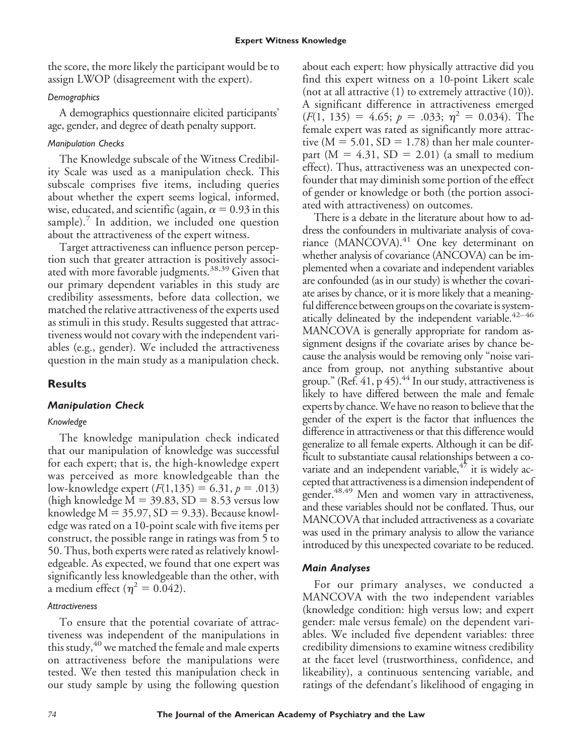the score, the more likely the participant would be to assign LWOP (disagreement with the expert).

#### *Demographics*

A demographics questionnaire elicited participants' age, gender, and degree of death penalty support.

#### *Manipulation Checks*

The Knowledge subscale of the Witness Credibility Scale was used as a manipulation check. This subscale comprises five items, including queries about whether the expert seems logical, informed, wise, educated, and scientific (again, $\alpha = 0.93$ in this sample).[7] In addition, we included one question about the attractiveness of the expert witness.

Target attractiveness can influence person perception such that greater attraction is positively associated with more favorable judgments.[38,39] Given that our primary dependent variables in this study are credibility assessments, before data collection, we matched the relative attractiveness of the experts used as stimuli in this study. Results suggested that attractiveness would not covary with the independent variables (e.g., gender). We included the attractiveness question in the main study as a manipulation check.

## Results

### *Manipulation Check*

#### *Knowledge*

The knowledge manipulation check indicated that our manipulation of knowledge was successful for each expert; that is, the high-knowledge expert was perceived as more knowledgeable than the low-knowledge expert ($F(1,135) = 6.31$, $p = .013$) (high knowledge $M = 39.83$, $SD = 8.53$ versus low knowledge $M = 35.97$, $SD = 9.33$). Because knowledge was rated on a 10-point scale with five items per construct, the possible range in ratings was from 5 to 50. Thus, both experts were rated as relatively knowledgeable. As expected, we found that one expert was significantly less knowledgeable than the other, with a medium effect ($\eta^2 = 0.042$).

#### *Attractiveness*

To ensure that the potential covariate of attractiveness was independent of the manipulations in this study,[40] we matched the female and male experts on attractiveness before the manipulations were tested. We then tested this manipulation check in our study sample by using the following question about each expert: how physically attractive did you find this expert witness on a 10-point Likert scale (not at all attractive (1) to extremely attractive (10)). A significant difference in attractiveness emerged ($F(1, 135) = 4.65$; $p = .033$; $\eta^2 = 0.034$). The female expert was rated as significantly more attractive ($M = 5.01$, $SD = 1.78$) than her male counterpart ($M = 4.31$, $SD = 2.01$) (a small to medium effect). Thus, attractiveness was an unexpected confounder that may diminish some portion of the effect of gender or knowledge or both (the portion associated with attractiveness) on outcomes.

There is a debate in the literature about how to address the confounders in multivariate analysis of covariance (MANCOVA).[41] One key determinant on whether analysis of covariance (ANCOVA) can be implemented when a covariate and independent variables are confounded (as in our study) is whether the covariate arises by chance, or it is more likely that a meaningful difference between groups on the covariate is systematically delineated by the independent variable.[42–46] MANCOVA is generally appropriate for random assignment designs if the covariate arises by chance because the analysis would be removing only "noise variance from group, not anything substantive about group." (Ref. 41, p 45).[44] In our study, attractiveness is likely to have differed between the male and female experts by chance. We have no reason to believe that the gender of the expert is the factor that influences the difference in attractiveness or that this difference would generalize to all female experts. Although it can be difficult to substantiate causal relationships between a covariate and an independent variable,[47] it is widely accepted that attractiveness is a dimension independent of gender.[48,49] Men and women vary in attractiveness, and these variables should not be conflated. Thus, our MANCOVA that included attractiveness as a covariate was used in the primary analysis to allow the variance introduced by this unexpected covariate to be reduced.

### *Main Analyses*

For our primary analyses, we conducted a MANCOVA with the two independent variables (knowledge condition: high versus low; and expert gender: male versus female) on the dependent variables. We included five dependent variables: three credibility dimensions to examine witness credibility at the facet level (trustworthiness, confidence, and likeability), a continuous sentencing variable, and ratings of the defendant's likelihood of engaging in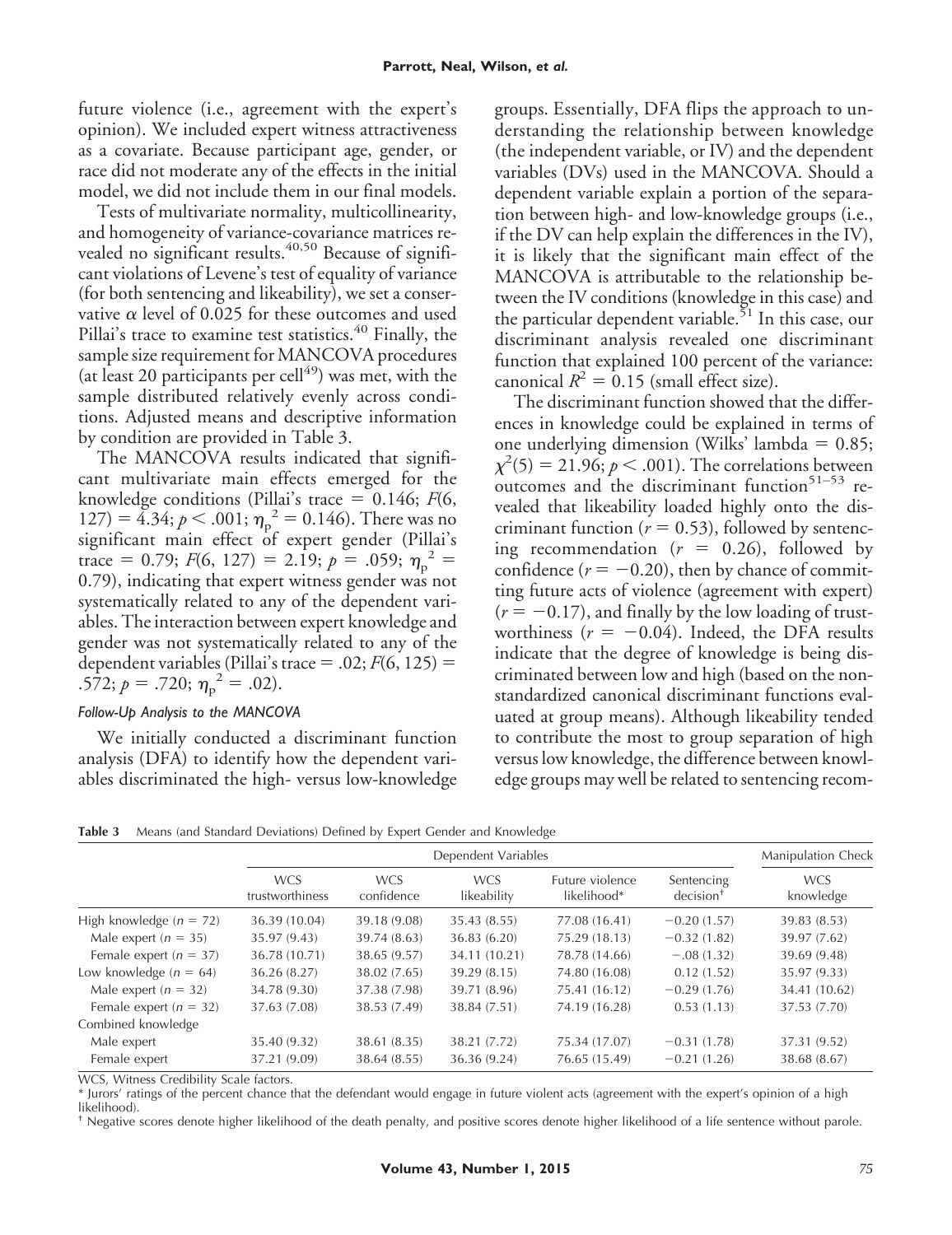future violence (i.e., agreement with the expert's opinion). We included expert witness attractiveness as a covariate. Because participant age, gender, or race did not moderate any of the effects in the initial model, we did not include them in our final models.

Tests of multivariate normality, multicollinearity, and homogeneity of variance-covariance matrices revealed no significant results.[40,50] Because of significant violations of Levene's test of equality of variance (for both sentencing and likeability), we set a conservative $\alpha$ level of 0.025 for these outcomes and used Pillai's trace to examine test statistics.[40] Finally, the sample size requirement for MANCOVA procedures (at least 20 participants per cell[49]) was met, with the sample distributed relatively evenly across conditions. Adjusted means and descriptive information by condition are provided in Table 3.

The MANCOVA results indicated that significant multivariate main effects emerged for the knowledge conditions (Pillai's trace = 0.146; $F(6, 127) = 4.34$; $p < .001$; $\eta_p^2 = 0.146$). There was no significant main effect of expert gender (Pillai's trace = 0.79; $F(6, 127) = 2.19$; $p = .059$; $\eta_p^2 = 0.79$), indicating that expert witness gender was not systematically related to any of the dependent variables. The interaction between expert knowledge and gender was not systematically related to any of the dependent variables (Pillai's trace = .02; $F(6, 125) = .572$; $p = .720$; $\eta_p^2 = .02$).

#### *Follow-Up Analysis to the MANCOVA*

We initially conducted a discriminant function analysis (DFA) to identify how the dependent variables discriminated the high- versus low-knowledge groups. Essentially, DFA flips the approach to understanding the relationship between knowledge (the independent variable, or IV) and the dependent variables (DVs) used in the MANCOVA. Should a dependent variable explain a portion of the separation between high- and low-knowledge groups (i.e., if the DV can help explain the differences in the IV), it is likely that the significant main effect of the MANCOVA is attributable to the relationship between the IV conditions (knowledge in this case) and the particular dependent variable.[51] In this case, our discriminant analysis revealed one discriminant function that explained 100 percent of the variance: canonical $R^2 = 0.15$ (small effect size).

The discriminant function showed that the differences in knowledge could be explained in terms of one underlying dimension (Wilks' lambda = 0.85; $\chi^2(5) = 21.96$; $p < .001$). The correlations between outcomes and the discriminant function[51–53] revealed that likeability loaded highly onto the discriminant function ($r = 0.53$), followed by sentencing recommendation ($r = 0.26$), followed by confidence ($r = -0.20$), then by chance of committing future acts of violence (agreement with expert) ($r = -0.17$), and finally by the low loading of trustworthiness ($r = -0.04$). Indeed, the DFA results indicate that the degree of knowledge is being discriminated between low and high (based on the nonstandardized canonical discriminant functions evaluated at group means). Although likeability tended to contribute the most to group separation of high versus low knowledge, the difference between knowledge groups may well be related to sentencing recom-

**Table 3** Means (and Standard Deviations) Defined by Expert Gender and Knowledge

| | Dependent Variables | | | | | Manipulation Check |
|---|---|---|---|---|---|---|
| | WCS trustworthiness | WCS confidence | WCS likeability | Future violence likelihood* | Sentencing decision† | WCS knowledge |
| High knowledge ($n = 72$) | 36.39 (10.04) | 39.18 (9.08) | 35.43 (8.55) | 77.08 (16.41) | −0.20 (1.57) | 39.83 (8.53) |
| Male expert ($n = 35$) | 35.97 (9.43) | 39.74 (8.63) | 36.83 (6.20) | 75.29 (18.13) | −0.32 (1.82) | 39.97 (7.62) |
| Female expert ($n = 37$) | 36.78 (10.71) | 38.65 (9.57) | 34.11 (10.21) | 78.78 (14.66) | −.08 (1.32) | 39.69 (9.48) |
| Low knowledge ($n = 64$) | 36.26 (8.27) | 38.02 (7.65) | 39.29 (8.15) | 74.80 (16.08) | 0.12 (1.52) | 35.97 (9.33) |
| Male expert ($n = 32$) | 34.78 (9.30) | 37.38 (7.98) | 39.71 (8.96) | 75.41 (16.12) | −0.29 (1.76) | 34.41 (10.62) |
| Female expert ($n = 32$) | 37.63 (7.08) | 38.53 (7.49) | 38.84 (7.51) | 74.19 (16.28) | 0.53 (1.13) | 37.53 (7.70) |
| Combined knowledge | | | | | | |
| Male expert | 35.40 (9.32) | 38.61 (8.35) | 38.21 (7.72) | 75.34 (17.07) | −0.31 (1.78) | 37.31 (9.52) |
| Female expert | 37.21 (9.09) | 38.64 (8.55) | 36.36 (9.24) | 76.65 (15.49) | −0.21 (1.26) | 38.68 (8.67) |

WCS, Witness Credibility Scale factors.

* Jurors' ratings of the percent chance that the defendant would engage in future violent acts (agreement with the expert's opinion of a high likelihood).

† Negative scores denote higher likelihood of the death penalty, and positive scores denote higher likelihood of a life sentence without parole.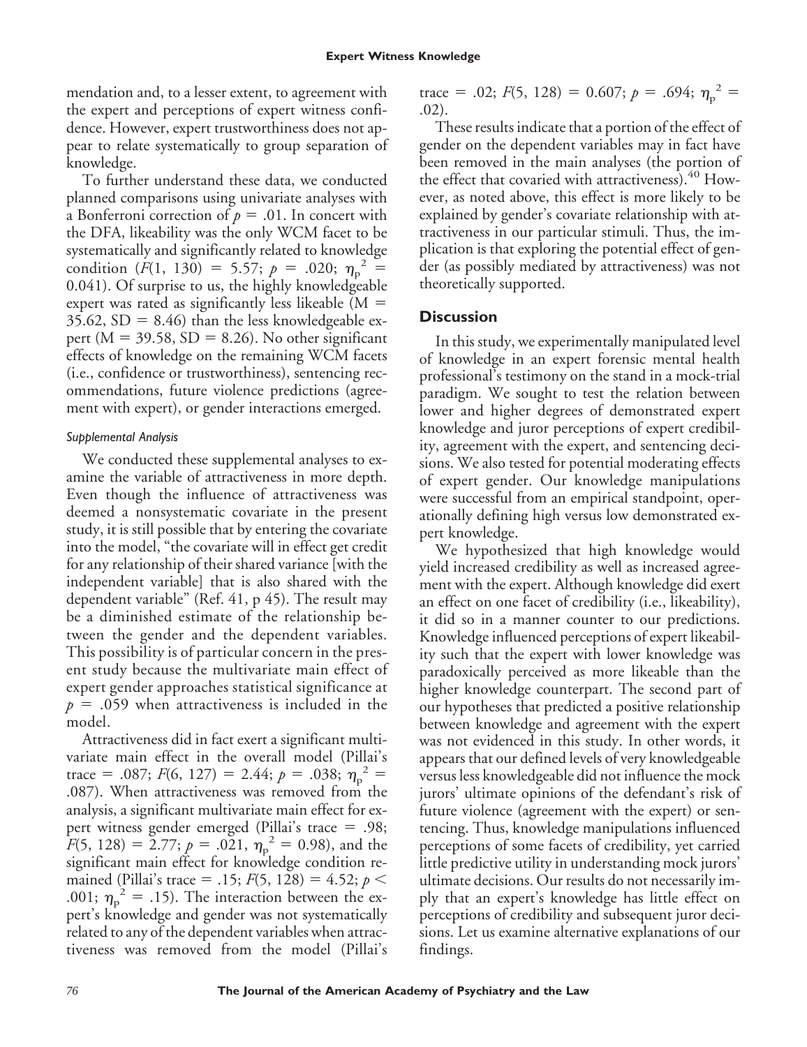mendation and, to a lesser extent, to agreement with the expert and perceptions of expert witness confidence. However, expert trustworthiness does not appear to relate systematically to group separation of knowledge.

To further understand these data, we conducted planned comparisons using univariate analyses with a Bonferroni correction of $p = .01$. In concert with the DFA, likeability was the only WCM facet to be systematically and significantly related to knowledge condition ($F(1, 130) = 5.57$; $p = .020$; $\eta_p^2 = 0.041$). Of surprise to us, the highly knowledgeable expert was rated as significantly less likeable (M = 35.62, SD = 8.46) than the less knowledgeable expert (M = 39.58, SD = 8.26). No other significant effects of knowledge on the remaining WCM facets (i.e., confidence or trustworthiness), sentencing recommendations, future violence predictions (agreement with expert), or gender interactions emerged.

#### *Supplemental Analysis*

We conducted these supplemental analyses to examine the variable of attractiveness in more depth. Even though the influence of attractiveness was deemed a nonsystematic covariate in the present study, it is still possible that by entering the covariate into the model, "the covariate will in effect get credit for any relationship of their shared variance [with the independent variable] that is also shared with the dependent variable" (Ref. 41, p 45). The result may be a diminished estimate of the relationship between the gender and the dependent variables. This possibility is of particular concern in the present study because the multivariate main effect of expert gender approaches statistical significance at $p = .059$ when attractiveness is included in the model.

Attractiveness did in fact exert a significant multivariate main effect in the overall model (Pillai's trace = .087; $F(6, 127) = 2.44$; $p = .038$; $\eta_p^2 = .087$). When attractiveness was removed from the analysis, a significant multivariate main effect for expert witness gender emerged (Pillai's trace = .98; $F(5, 128) = 2.77$; $p = .021$, $\eta_p^2 = 0.98$), and the significant main effect for knowledge condition remained (Pillai's trace = .15; $F(5, 128) = 4.52$; $p < .001$; $\eta_p^2 = .15$). The interaction between the expert's knowledge and gender was not systematically related to any of the dependent variables when attractiveness was removed from the model (Pillai's trace = .02; $F(5, 128) = 0.607$; $p = .694$; $\eta_p^2 = .02$).

These results indicate that a portion of the effect of gender on the dependent variables may in fact have been removed in the main analyses (the portion of the effect that covaried with attractiveness).[40] However, as noted above, this effect is more likely to be explained by gender's covariate relationship with attractiveness in our particular stimuli. Thus, the implication is that exploring the potential effect of gender (as possibly mediated by attractiveness) was not theoretically supported.

### Discussion

In this study, we experimentally manipulated level of knowledge in an expert forensic mental health professional's testimony on the stand in a mock-trial paradigm. We sought to test the relation between lower and higher degrees of demonstrated expert knowledge and juror perceptions of expert credibility, agreement with the expert, and sentencing decisions. We also tested for potential moderating effects of expert gender. Our knowledge manipulations were successful from an empirical standpoint, operationally defining high versus low demonstrated expert knowledge.

We hypothesized that high knowledge would yield increased credibility as well as increased agreement with the expert. Although knowledge did exert an effect on one facet of credibility (i.e., likeability), it did so in a manner counter to our predictions. Knowledge influenced perceptions of expert likeability such that the expert with lower knowledge was paradoxically perceived as more likeable than the higher knowledge counterpart. The second part of our hypotheses that predicted a positive relationship between knowledge and agreement with the expert was not evidenced in this study. In other words, it appears that our defined levels of very knowledgeable versus less knowledgeable did not influence the mock jurors' ultimate opinions of the defendant's risk of future violence (agreement with the expert) or sentencing. Thus, knowledge manipulations influenced perceptions of some facets of credibility, yet carried little predictive utility in understanding mock jurors' ultimate decisions. Our results do not necessarily imply that an expert's knowledge has little effect on perceptions of credibility and subsequent juror decisions. Let us examine alternative explanations of our findings.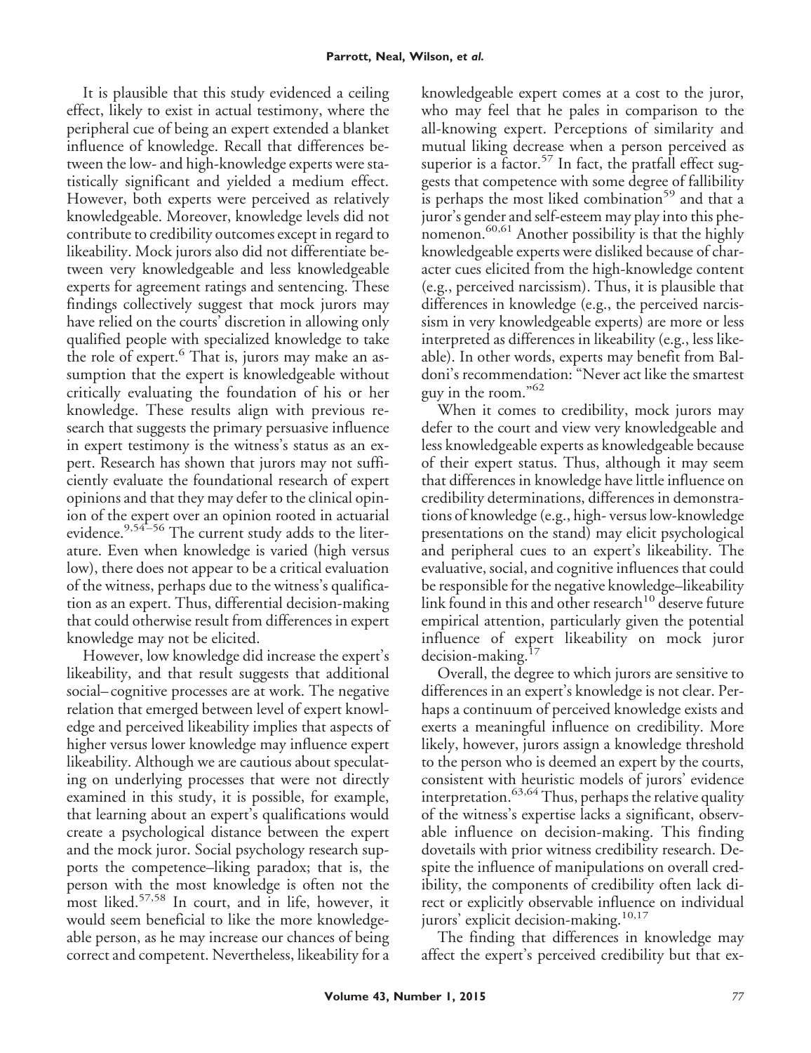It is plausible that this study evidenced a ceiling effect, likely to exist in actual testimony, where the peripheral cue of being an expert extended a blanket influence of knowledge. Recall that differences between the low- and high-knowledge experts were statistically significant and yielded a medium effect. However, both experts were perceived as relatively knowledgeable. Moreover, knowledge levels did not contribute to credibility outcomes except in regard to likeability. Mock jurors also did not differentiate between very knowledgeable and less knowledgeable experts for agreement ratings and sentencing. These findings collectively suggest that mock jurors may have relied on the courts' discretion in allowing only qualified people with specialized knowledge to take the role of expert.[6] That is, jurors may make an assumption that the expert is knowledgeable without critically evaluating the foundation of his or her knowledge. These results align with previous research that suggests the primary persuasive influence in expert testimony is the witness's status as an expert. Research has shown that jurors may not sufficiently evaluate the foundational research of expert opinions and that they may defer to the clinical opinion of the expert over an opinion rooted in actuarial evidence.[9,54–56] The current study adds to the literature. Even when knowledge is varied (high versus low), there does not appear to be a critical evaluation of the witness, perhaps due to the witness's qualification as an expert. Thus, differential decision-making that could otherwise result from differences in expert knowledge may not be elicited.

However, low knowledge did increase the expert's likeability, and that result suggests that additional social–cognitive processes are at work. The negative relation that emerged between level of expert knowledge and perceived likeability implies that aspects of higher versus lower knowledge may influence expert likeability. Although we are cautious about speculating on underlying processes that were not directly examined in this study, it is possible, for example, that learning about an expert's qualifications would create a psychological distance between the expert and the mock juror. Social psychology research supports the competence–liking paradox; that is, the person with the most knowledge is often not the most liked.[57,58] In court, and in life, however, it would seem beneficial to like the more knowledgeable person, as he may increase our chances of being correct and competent. Nevertheless, likeability for a knowledgeable expert comes at a cost to the juror, who may feel that he pales in comparison to the all-knowing expert. Perceptions of similarity and mutual liking decrease when a person perceived as superior is a factor.[57] In fact, the pratfall effect suggests that competence with some degree of fallibility is perhaps the most liked combination[59] and that a juror's gender and self-esteem may play into this phenomenon.[60,61] Another possibility is that the highly knowledgeable experts were disliked because of character cues elicited from the high-knowledge content (e.g., perceived narcissism). Thus, it is plausible that differences in knowledge (e.g., the perceived narcissism in very knowledgeable experts) are more or less interpreted as differences in likeability (e.g., less likeable). In other words, experts may benefit from Baldoni's recommendation: "Never act like the smartest guy in the room."[62]

When it comes to credibility, mock jurors may defer to the court and view very knowledgeable and less knowledgeable experts as knowledgeable because of their expert status. Thus, although it may seem that differences in knowledge have little influence on credibility determinations, differences in demonstrations of knowledge (e.g., high- versus low-knowledge presentations on the stand) may elicit psychological and peripheral cues to an expert's likeability. The evaluative, social, and cognitive influences that could be responsible for the negative knowledge–likeability link found in this and other research[10] deserve future empirical attention, particularly given the potential influence of expert likeability on mock juror decision-making.[17]

Overall, the degree to which jurors are sensitive to differences in an expert's knowledge is not clear. Perhaps a continuum of perceived knowledge exists and exerts a meaningful influence on credibility. More likely, however, jurors assign a knowledge threshold to the person who is deemed an expert by the courts, consistent with heuristic models of jurors' evidence interpretation.[63,64] Thus, perhaps the relative quality of the witness's expertise lacks a significant, observable influence on decision-making. This finding dovetails with prior witness credibility research. Despite the influence of manipulations on overall credibility, the components of credibility often lack direct or explicitly observable influence on individual jurors' explicit decision-making.[10,17]

The finding that differences in knowledge may affect the expert's perceived credibility but that ex-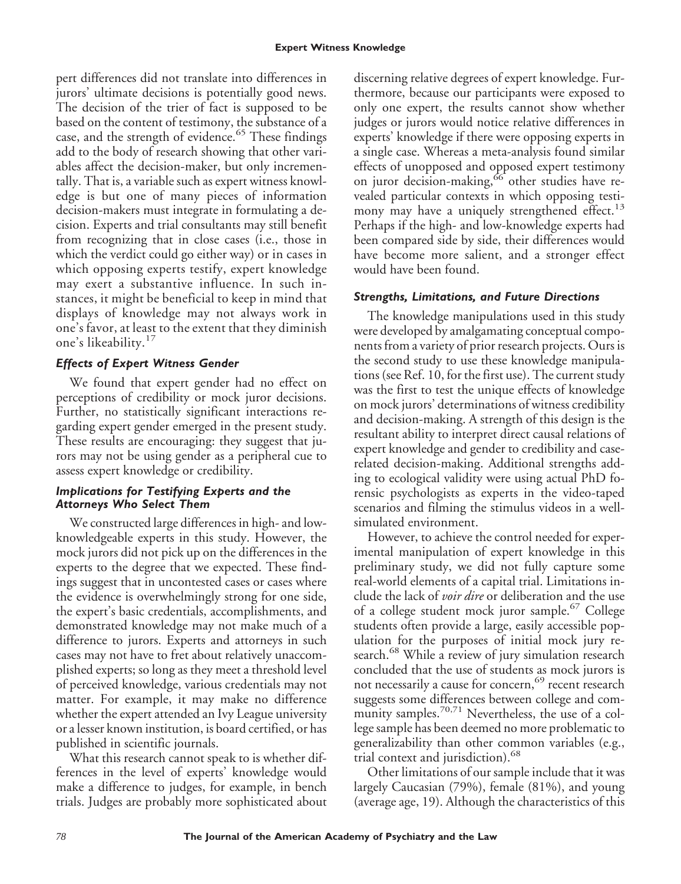pert differences did not translate into differences in jurors' ultimate decisions is potentially good news. The decision of the trier of fact is supposed to be based on the content of testimony, the substance of a case, and the strength of evidence.[65] These findings add to the body of research showing that other variables affect the decision-maker, but only incrementally. That is, a variable such as expert witness knowledge is but one of many pieces of information decision-makers must integrate in formulating a decision. Experts and trial consultants may still benefit from recognizing that in close cases (i.e., those in which the verdict could go either way) or in cases in which opposing experts testify, expert knowledge may exert a substantive influence. In such instances, it might be beneficial to keep in mind that displays of knowledge may not always work in one's favor, at least to the extent that they diminish one's likeability.[17]

### *Effects of Expert Witness Gender*

We found that expert gender had no effect on perceptions of credibility or mock juror decisions. Further, no statistically significant interactions regarding expert gender emerged in the present study. These results are encouraging: they suggest that jurors may not be using gender as a peripheral cue to assess expert knowledge or credibility.

### *Implications for Testifying Experts and the Attorneys Who Select Them*

We constructed large differences in high- and low-knowledgeable experts in this study. However, the mock jurors did not pick up on the differences in the experts to the degree that we expected. These findings suggest that in uncontested cases or cases where the evidence is overwhelmingly strong for one side, the expert's basic credentials, accomplishments, and demonstrated knowledge may not make much of a difference to jurors. Experts and attorneys in such cases may not have to fret about relatively unaccomplished experts; so long as they meet a threshold level of perceived knowledge, various credentials may not matter. For example, it may make no difference whether the expert attended an Ivy League university or a lesser known institution, is board certified, or has published in scientific journals.

What this research cannot speak to is whether differences in the level of experts' knowledge would make a difference to judges, for example, in bench trials. Judges are probably more sophisticated about discerning relative degrees of expert knowledge. Furthermore, because our participants were exposed to only one expert, the results cannot show whether judges or jurors would notice relative differences in experts' knowledge if there were opposing experts in a single case. Whereas a meta-analysis found similar effects of unopposed and opposed expert testimony on juror decision-making,[66] other studies have revealed particular contexts in which opposing testimony may have a uniquely strengthened effect.[13] Perhaps if the high- and low-knowledge experts had been compared side by side, their differences would have become more salient, and a stronger effect would have been found.

### *Strengths, Limitations, and Future Directions*

The knowledge manipulations used in this study were developed by amalgamating conceptual components from a variety of prior research projects. Ours is the second study to use these knowledge manipulations (see Ref. 10, for the first use). The current study was the first to test the unique effects of knowledge on mock jurors' determinations of witness credibility and decision-making. A strength of this design is the resultant ability to interpret direct causal relations of expert knowledge and gender to credibility and case-related decision-making. Additional strengths adding to ecological validity were using actual PhD forensic psychologists as experts in the video-taped scenarios and filming the stimulus videos in a well-simulated environment.

However, to achieve the control needed for experimental manipulation of expert knowledge in this preliminary study, we did not fully capture some real-world elements of a capital trial. Limitations include the lack of *voir dire* or deliberation and the use of a college student mock juror sample.[67] College students often provide a large, easily accessible population for the purposes of initial mock jury research.[68] While a review of jury simulation research concluded that the use of students as mock jurors is not necessarily a cause for concern,[69] recent research suggests some differences between college and community samples.[70,71] Nevertheless, the use of a college sample has been deemed no more problematic to generalizability than other common variables (e.g., trial context and jurisdiction).[68]

Other limitations of our sample include that it was largely Caucasian (79%), female (81%), and young (average age, 19). Although the characteristics of this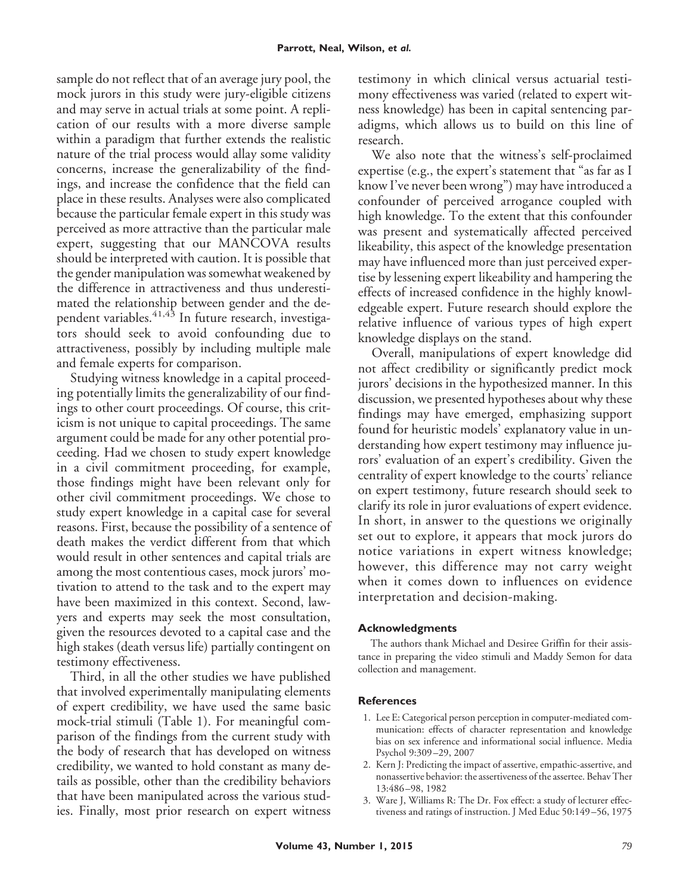sample do not reflect that of an average jury pool, the mock jurors in this study were jury-eligible citizens and may serve in actual trials at some point. A replication of our results with a more diverse sample within a paradigm that further extends the realistic nature of the trial process would allay some validity concerns, increase the generalizability of the findings, and increase the confidence that the field can place in these results. Analyses were also complicated because the particular female expert in this study was perceived as more attractive than the particular male expert, suggesting that our MANCOVA results should be interpreted with caution. It is possible that the gender manipulation was somewhat weakened by the difference in attractiveness and thus underestimated the relationship between gender and the dependent variables.[41,43] In future research, investigators should seek to avoid confounding due to attractiveness, possibly by including multiple male and female experts for comparison.

Studying witness knowledge in a capital proceeding potentially limits the generalizability of our findings to other court proceedings. Of course, this criticism is not unique to capital proceedings. The same argument could be made for any other potential proceeding. Had we chosen to study expert knowledge in a civil commitment proceeding, for example, those findings might have been relevant only for other civil commitment proceedings. We chose to study expert knowledge in a capital case for several reasons. First, because the possibility of a sentence of death makes the verdict different from that which would result in other sentences and capital trials are among the most contentious cases, mock jurors' motivation to attend to the task and to the expert may have been maximized in this context. Second, lawyers and experts may seek the most consultation, given the resources devoted to a capital case and the high stakes (death versus life) partially contingent on testimony effectiveness.

Third, in all the other studies we have published that involved experimentally manipulating elements of expert credibility, we have used the same basic mock-trial stimuli (Table 1). For meaningful comparison of the findings from the current study with the body of research that has developed on witness credibility, we wanted to hold constant as many details as possible, other than the credibility behaviors that have been manipulated across the various studies. Finally, most prior research on expert witness testimony in which clinical versus actuarial testimony effectiveness was varied (related to expert witness knowledge) has been in capital sentencing paradigms, which allows us to build on this line of research.

We also note that the witness's self-proclaimed expertise (e.g., the expert's statement that "as far as I know I've never been wrong") may have introduced a confounder of perceived arrogance coupled with high knowledge. To the extent that this confounder was present and systematically affected perceived likeability, this aspect of the knowledge presentation may have influenced more than just perceived expertise by lessening expert likeability and hampering the effects of increased confidence in the highly knowledgeable expert. Future research should explore the relative influence of various types of high expert knowledge displays on the stand.

Overall, manipulations of expert knowledge did not affect credibility or significantly predict mock jurors' decisions in the hypothesized manner. In this discussion, we presented hypotheses about why these findings may have emerged, emphasizing support found for heuristic models' explanatory value in understanding how expert testimony may influence jurors' evaluation of an expert's credibility. Given the centrality of expert knowledge to the courts' reliance on expert testimony, future research should seek to clarify its role in juror evaluations of expert evidence. In short, in answer to the questions we originally set out to explore, it appears that mock jurors do notice variations in expert witness knowledge; however, this difference may not carry weight when it comes down to influences on evidence interpretation and decision-making.

## Acknowledgments

The authors thank Michael and Desiree Griffin for their assistance in preparing the video stimuli and Maddy Semon for data collection and management.

## References

1. Lee E: Categorical person perception in computer-mediated communication: effects of character representation and knowledge bias on sex inference and informational social influence. Media Psychol 9:309–29, 2007
2. Kern J: Predicting the impact of assertive, empathic-assertive, and nonassertive behavior: the assertiveness of the assertee. Behav Ther 13:486–98, 1982
3. Ware J, Williams R: The Dr. Fox effect: a study of lecturer effectiveness and ratings of instruction. J Med Educ 50:149–56, 1975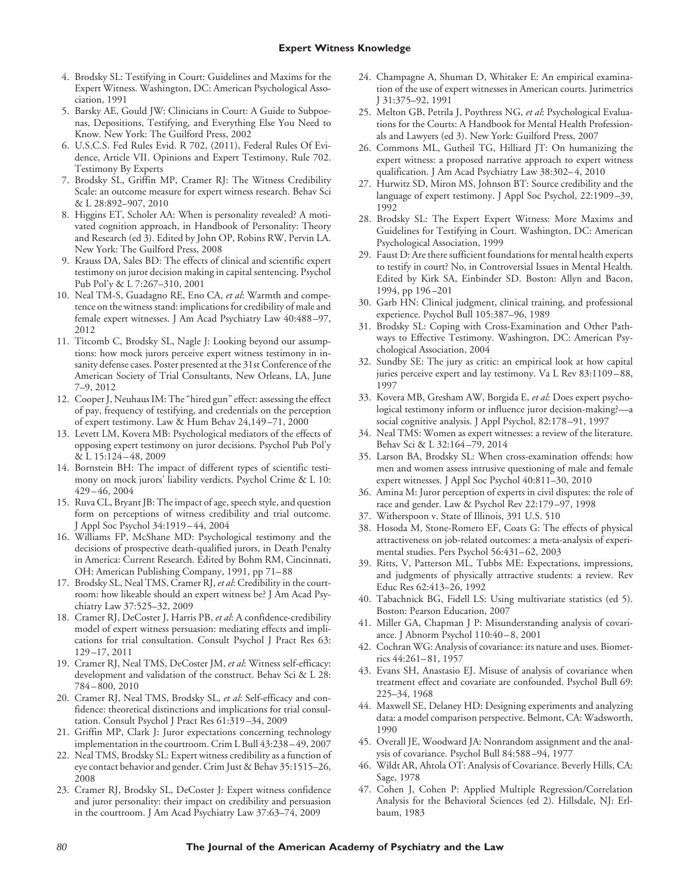4. Brodsky SL: Testifying in Court: Guidelines and Maxims for the Expert Witness. Washington, DC: American Psychological Association, 1991
5. Barsky AE, Gould JW: Clinicians in Court: A Guide to Subpoenas, Depositions, Testifying, and Everything Else You Need to Know. New York: The Guilford Press, 2002
6. U.S.C.S. Fed Rules Evid. R 702, (2011), Federal Rules Of Evidence, Article VII. Opinions and Expert Testimony, Rule 702. Testimony By Experts
7. Brodsky SL, Griffin MP, Cramer RJ: The Witness Credibility Scale: an outcome measure for expert witness research. Behav Sci & L 28:892–907, 2010
8. Higgins ET, Scholer AA: When is personality revealed? A motivated cognition approach, in Handbook of Personality: Theory and Research (ed 3). Edited by John OP, Robins RW, Pervin LA. New York: The Guilford Press, 2008
9. Krauss DA, Sales BD: The effects of clinical and scientific expert testimony on juror decision making in capital sentencing. Psychol Pub Pol'y & L 7:267–310, 2001
10. Neal TM-S, Guadagno RE, Eno CA, *et al*: Warmth and competence on the witness stand: implications for credibility of male and female expert witnesses. J Am Acad Psychiatry Law 40:488–97, 2012
11. Titcomb C, Brodsky SL, Nagle J: Looking beyond our assumptions: how mock jurors perceive expert witness testimony in insanity defense cases. Poster presented at the 31st Conference of the American Society of Trial Consultants, New Orleans, LA, June 7–9, 2012
12. Cooper J, Neuhaus IM: The "hired gun" effect: assessing the effect of pay, frequency of testifying, and credentials on the perception of expert testimony. Law & Hum Behav 24,149–71, 2000
13. Levett LM, Kovera MB: Psychological mediators of the effects of opposing expert testimony on juror decisions. Psychol Pub Pol'y & L 15:124–48, 2009
14. Bornstein BH: The impact of different types of scientific testimony on mock jurors' liability verdicts. Psychol Crime & L 10: 429–46, 2004
15. Ruva CL, Bryant JB: The impact of age, speech style, and question form on perceptions of witness credibility and trial outcome. J Appl Soc Psychol 34:1919–44, 2004
16. Williams FP, McShane MD: Psychological testimony and the decisions of prospective death-qualified jurors, in Death Penalty in America: Current Research. Edited by Bohm RM, Cincinnati, OH: American Publishing Company, 1991, pp 71–88
17. Brodsky SL, Neal TMS, Cramer RJ, *et al*: Credibility in the courtroom: how likeable should an expert witness be? J Am Acad Psychiatry Law 37:525–32, 2009
18. Cramer RJ, DeCoster J, Harris PB, *et al*: A confidence-credibility model of expert witness persuasion: mediating effects and implications for trial consultation. Consult Psychol J Pract Res 63: 129–17, 2011
19. Cramer RJ, Neal TMS, DeCoster JM, *et al*: Witness self-efficacy: development and validation of the construct. Behav Sci & L 28: 784–800, 2010
20. Cramer RJ, Neal TMS, Brodsky SL, *et al*: Self-efficacy and confidence: theoretical distinctions and implications for trial consultation. Consult Psychol J Pract Res 61:319–34, 2009
21. Griffin MP, Clark J: Juror expectations concerning technology implementation in the courtroom. Crim L Bull 43:238–49, 2007
22. Neal TMS, Brodsky SL: Expert witness credibility as a function of eye contact behavior and gender. Crim Just & Behav 35:1515–26, 2008
23. Cramer RJ, Brodsky SL, DeCoster J: Expert witness confidence and juror personality: their impact on credibility and persuasion in the courtroom. J Am Acad Psychiatry Law 37:63–74, 2009
24. Champagne A, Shuman D, Whitaker E: An empirical examination of the use of expert witnesses in American courts. Jurimetrics J 31:375–92, 1991
25. Melton GB, Petrila J, Poythress NG, *et al*: Psychological Evaluations for the Courts: A Handbook for Mental Health Professionals and Lawyers (ed 3). New York: Guilford Press, 2007
26. Commons ML, Gutheil TG, Hilliard JT: On humanizing the expert witness: a proposed narrative approach to expert witness qualification. J Am Acad Psychiatry Law 38:302–4, 2010
27. Hurwitz SD, Miron MS, Johnson BT: Source credibility and the language of expert testimony. J Appl Soc Psychol, 22:1909–39, 1992
28. Brodsky SL: The Expert Expert Witness: More Maxims and Guidelines for Testifying in Court. Washington, DC: American Psychological Association, 1999
29. Faust D: Are there sufficient foundations for mental health experts to testify in court? No, in Controversial Issues in Mental Health. Edited by Kirk SA, Einbinder SD. Boston: Allyn and Bacon, 1994, pp 196–201
30. Garb HN: Clinical judgment, clinical training, and professional experience. Psychol Bull 105:387–96, 1989
31. Brodsky SL: Coping with Cross-Examination and Other Pathways to Effective Testimony. Washington, DC: American Psychological Association, 2004
32. Sundby SE: The jury as critic: an empirical look at how capital juries perceive expert and lay testimony. Va L Rev 83:1109–88, 1997
33. Kovera MB, Gresham AW, Borgida E, *et al*: Does expert psychological testimony inform or influence juror decision-making?—a social cognitive analysis. J Appl Psychol, 82:178–91, 1997
34. Neal TMS: Women as expert witnesses: a review of the literature. Behav Sci & L 32:164–79, 2014
35. Larson BA, Brodsky SL: When cross-examination offends: how men and women assess intrusive questioning of male and female expert witnesses. J Appl Soc Psychol 40:811–30, 2010
36. Amina M: Juror perception of experts in civil disputes: the role of race and gender. Law & Psychol Rev 22:179–97, 1998
37. Witherspoon v. State of Illinois, 391 U.S. 510
38. Hosoda M, Stone-Romero EF, Coats G: The effects of physical attractiveness on job-related outcomes: a meta-analysis of experimental studies. Pers Psychol 56:431–62, 2003
39. Ritts, V, Patterson ML, Tubbs ME: Expectations, impressions, and judgments of physically attractive students: a review. Rev Educ Res 62:413–26, 1992
40. Tabachnick BG, Fidell LS: Using multivariate statistics (ed 5). Boston: Pearson Education, 2007
41. Miller GA, Chapman J P: Misunderstanding analysis of covariance. J Abnorm Psychol 110:40–8, 2001
42. Cochran WG: Analysis of covariance: its nature and uses. Biometrics 44:261–81, 1957
43. Evans SH, Anastasio EJ. Misuse of analysis of covariance when treatment effect and covariate are confounded. Psychol Bull 69: 225–34, 1968
44. Maxwell SE, Delaney HD: Designing experiments and analyzing data: a model comparison perspective. Belmont, CA: Wadsworth, 1990
45. Overall JE, Woodward JA: Nonrandom assignment and the analysis of covariance. Psychol Bull 84:588–94, 1977
46. Wildt AR, Ahtola OT: Analysis of Covariance. Beverly Hills, CA: Sage, 1978
47. Cohen J, Cohen P: Applied Multiple Regression/Correlation Analysis for the Behavioral Sciences (ed 2). Hillsdale, NJ: Erlbaum, 1983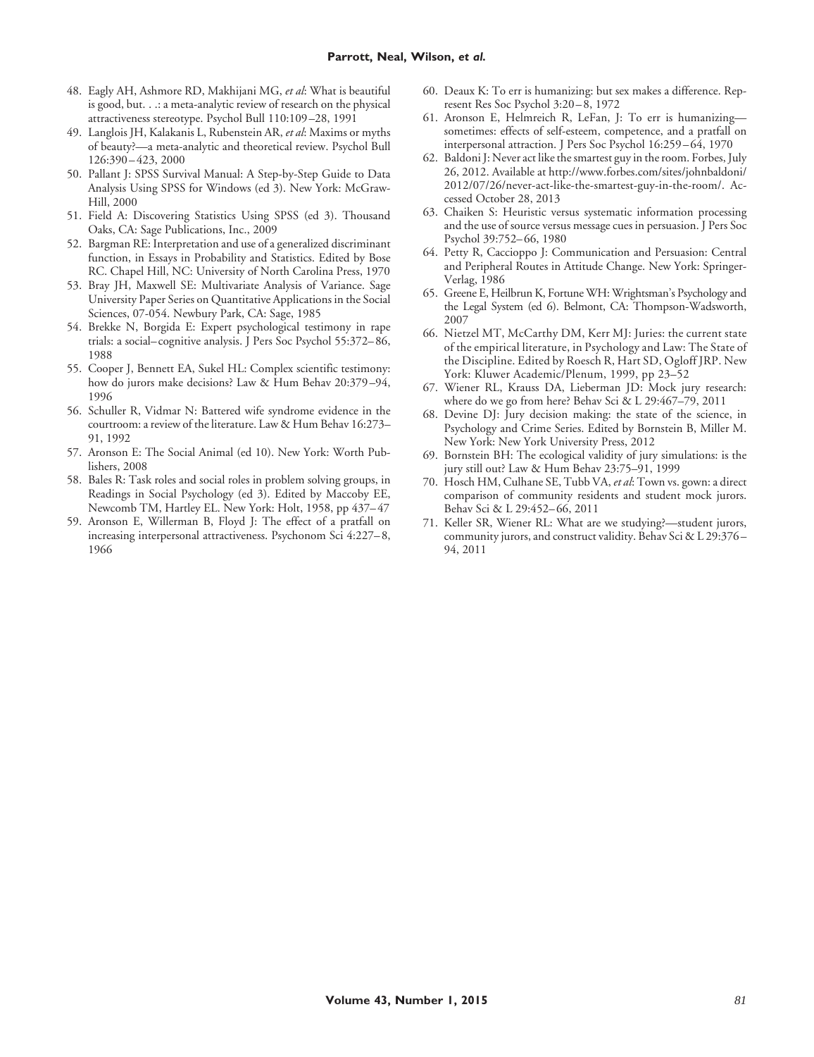48. Eagly AH, Ashmore RD, Makhijani MG, *et al*: What is beautiful is good, but. . .: a meta-analytic review of research on the physical attractiveness stereotype. Psychol Bull 110:109–28, 1991
49. Langlois JH, Kalakanis L, Rubenstein AR, *et al*: Maxims or myths of beauty?—a meta-analytic and theoretical review. Psychol Bull 126:390–423, 2000
50. Pallant J: SPSS Survival Manual: A Step-by-Step Guide to Data Analysis Using SPSS for Windows (ed 3). New York: McGraw-Hill, 2000
51. Field A: Discovering Statistics Using SPSS (ed 3). Thousand Oaks, CA: Sage Publications, Inc., 2009
52. Bargman RE: Interpretation and use of a generalized discriminant function, in Essays in Probability and Statistics. Edited by Bose RC. Chapel Hill, NC: University of North Carolina Press, 1970
53. Bray JH, Maxwell SE: Multivariate Analysis of Variance. Sage University Paper Series on Quantitative Applications in the Social Sciences, 07-054. Newbury Park, CA: Sage, 1985
54. Brekke N, Borgida E: Expert psychological testimony in rape trials: a social–cognitive analysis. J Pers Soc Psychol 55:372–86, 1988
55. Cooper J, Bennett EA, Sukel HL: Complex scientific testimony: how do jurors make decisions? Law & Hum Behav 20:379–94, 1996
56. Schuller R, Vidmar N: Battered wife syndrome evidence in the courtroom: a review of the literature. Law & Hum Behav 16:273–91, 1992
57. Aronson E: The Social Animal (ed 10). New York: Worth Publishers, 2008
58. Bales R: Task roles and social roles in problem solving groups, in Readings in Social Psychology (ed 3). Edited by Maccoby EE, Newcomb TM, Hartley EL. New York: Holt, 1958, pp 437–47
59. Aronson E, Willerman B, Floyd J: The effect of a pratfall on increasing interpersonal attractiveness. Psychonom Sci 4:227–8, 1966
60. Deaux K: To err is humanizing: but sex makes a difference. Represent Res Soc Psychol 3:20–8, 1972
61. Aronson E, Helmreich R, LeFan, J: To err is humanizing—sometimes: effects of self-esteem, competence, and a pratfall on interpersonal attraction. J Pers Soc Psychol 16:259–64, 1970
62. Baldoni J: Never act like the smartest guy in the room. Forbes, July 26, 2012. Available at http://www.forbes.com/sites/johnbaldoni/2012/07/26/never-act-like-the-smartest-guy-in-the-room/. Accessed October 28, 2013
63. Chaiken S: Heuristic versus systematic information processing and the use of source versus message cues in persuasion. J Pers Soc Psychol 39:752–66, 1980
64. Petty R, Caccioppo J: Communication and Persuasion: Central and Peripheral Routes in Attitude Change. New York: Springer-Verlag, 1986
65. Greene E, Heilbrun K, Fortune WH: Wrightsman's Psychology and the Legal System (ed 6). Belmont, CA: Thompson-Wadsworth, 2007
66. Nietzel MT, McCarthy DM, Kerr MJ: Juries: the current state of the empirical literature, in Psychology and Law: The State of the Discipline. Edited by Roesch R, Hart SD, Ogloff JRP. New York: Kluwer Academic/Plenum, 1999, pp 23–52
67. Wiener RL, Krauss DA, Lieberman JD: Mock jury research: where do we go from here? Behav Sci & L 29:467–79, 2011
68. Devine DJ: Jury decision making: the state of the science, in Psychology and Crime Series. Edited by Bornstein B, Miller M. New York: New York University Press, 2012
69. Bornstein BH: The ecological validity of jury simulations: is the jury still out? Law & Hum Behav 23:75–91, 1999
70. Hosch HM, Culhane SE, Tubb VA, *et al*: Town vs. gown: a direct comparison of community residents and student mock jurors. Behav Sci & L 29:452–66, 2011
71. Keller SR, Wiener RL: What are we studying?—student jurors, community jurors, and construct validity. Behav Sci & L 29:376–94, 2011